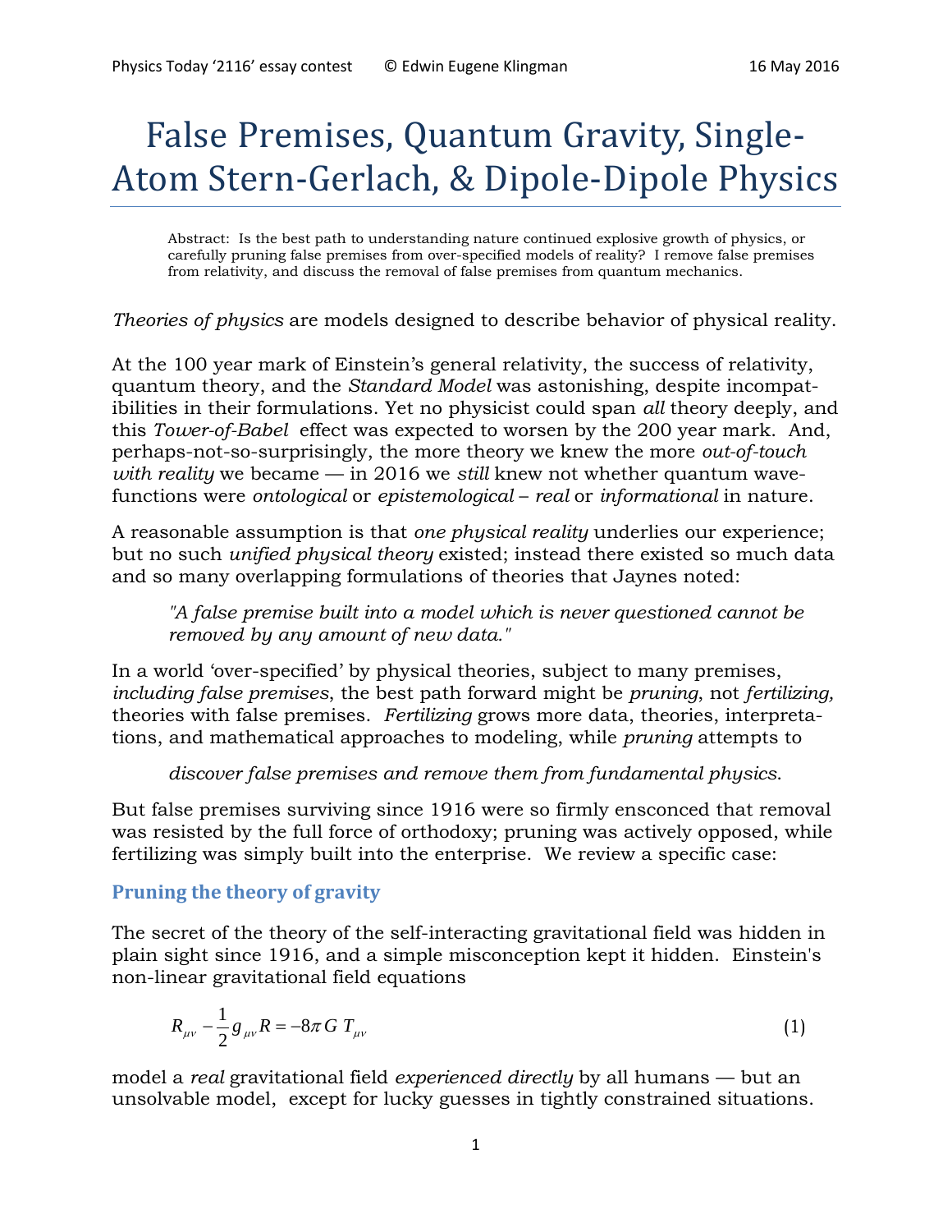# False Premises, Quantum Gravity, Single-Atom Stern-Gerlach, & Dipole-Dipole Physics

Abstract: Is the best path to understanding nature continued explosive growth of physics, or carefully pruning false premises from over-specified models of reality? I remove false premises from relativity, and discuss the removal of false premises from quantum mechanics.

*Theories of physics* are models designed to describe behavior of physical reality.

At the 100 year mark of Einstein's general relativity, the success of relativity, quantum theory, and the *Standard Model* was astonishing, despite incompatibilities in their formulations. Yet no physicist could span *all* theory deeply, and this *Tower-of-Babel* effect was expected to worsen by the 200 year mark. And, perhaps-not-so-surprisingly, the more theory we knew the more *out-of-touch with reality* we became — in 2016 we *still* knew not whether quantum wavefunctions were *ontological* or *epistemological* – *real* or *informational* in nature.

A reasonable assumption is that *one physical reality* underlies our experience; but no such *unified physical theory* existed; instead there existed so much data and so many overlapping formulations of theories that Jaynes noted:

> *"A false premise built into a model which is never questioned cannot be removed by any amount of new data."*

In a world 'over-specified' by physical theories, subject to many premises, *including false premises*, the best path forward might be *pruning*, not *fertilizing,* theories with false premises. *Fertilizing* grows more data, theories, interpretations, and mathematical approaches to modeling, while *pruning* attempts to

> *discover false premises and remove them from fundamental physics.*

But false premises surviving since 1916 were so firmly ensconced that removal was resisted by the full force of orthodoxy; pruning was actively opposed, while fertilizing was simply built into the enterprise. We review a specific case:

## Pruning the theory of gravity

The secret of the theory of the self-interacting gravitational field was hidden in plain sight since 1916, and a simple misconception kept it hidden. Einstein's non-linear gravitational field equations

$$R_{\mu\nu} - \frac{1}{2} g_{\mu\nu} R = -8\pi G \, T_{\mu\nu} \tag{1}$$

model a *real* gravitational field *experienced directly* by all humans — but an unsolvable model, except for lucky guesses in tightly constrained situations.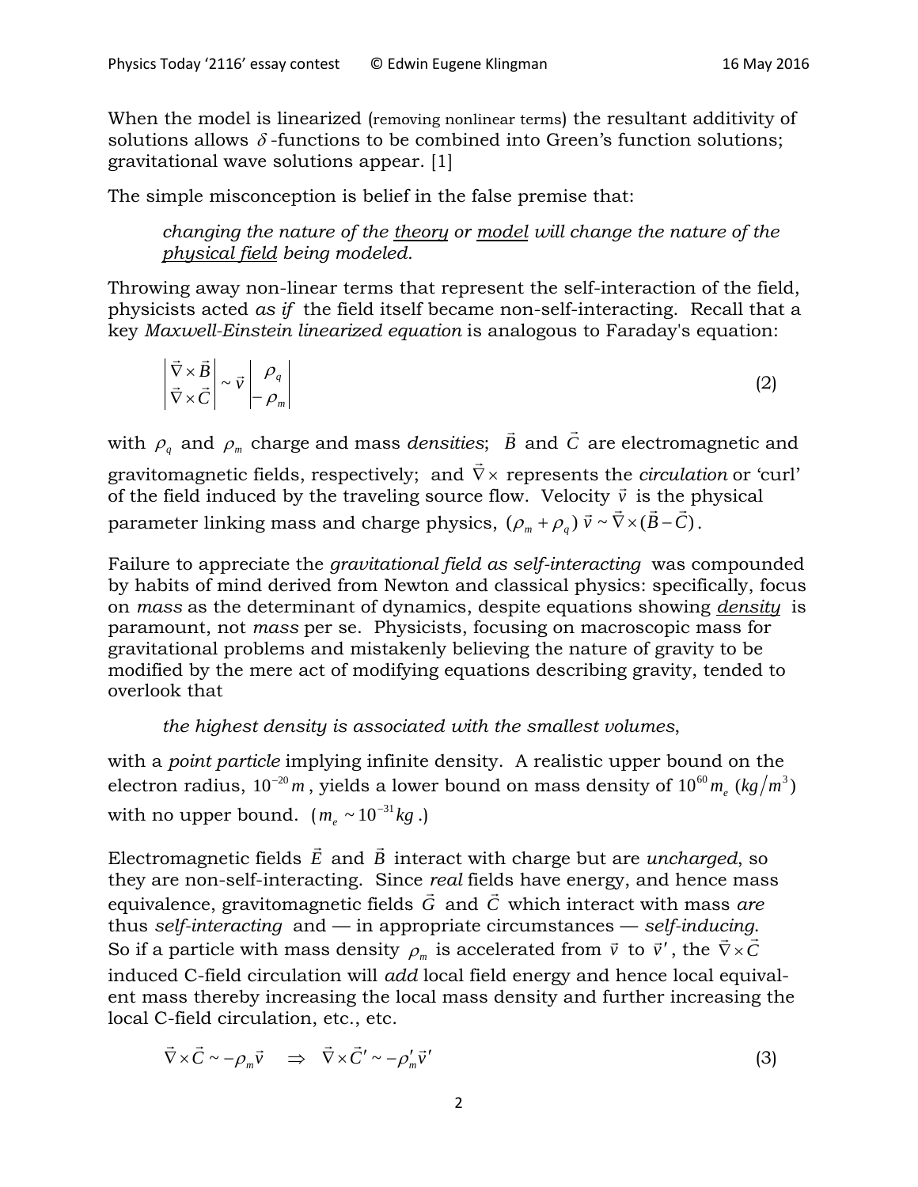When the model is linearized (removing nonlinear terms) the resultant additivity of solutions allows $\delta$-functions to be combined into Green's function solutions; gravitational wave solutions appear. [1]

The simple misconception is belief in the false premise that:

> *changing the nature of the theory or model will change the nature of the physical field being modeled.*

Throwing away non-linear terms that represent the self-interaction of the field, physicists acted *as if* the field itself became non-self-interacting. Recall that a key *Maxwell-Einstein linearized equation* is analogous to Faraday's equation:

$$\begin{vmatrix} \vec{\nabla}\times\vec{B} \\ \vec{\nabla}\times\vec{C} \end{vmatrix} \sim \vec{v} \begin{vmatrix} \rho_q \\ -\rho_m \end{vmatrix} \tag{2}$$

with $\rho_q$ and $\rho_m$ charge and mass *densities*; $\vec{B}$ and $\vec{C}$ are electromagnetic and gravitomagnetic fields, respectively; and $\vec{\nabla}\times$ represents the *circulation* or 'curl' of the field induced by the traveling source flow. Velocity $\vec{v}$ is the physical parameter linking mass and charge physics, $(\rho_m + \rho_q)\,\vec{v} \sim \vec{\nabla}\times(\vec{B}-\vec{C})$.

Failure to appreciate the *gravitational field as self-interacting* was compounded by habits of mind derived from Newton and classical physics: specifically, focus on *mass* as the determinant of dynamics, despite equations showing *density* is paramount, not *mass* per se. Physicists, focusing on macroscopic mass for gravitational problems and mistakenly believing the nature of gravity to be modified by the mere act of modifying equations describing gravity, tended to overlook that

> *the highest density is associated with the smallest volumes*,

with a *point particle* implying infinite density. A realistic upper bound on the electron radius, $10^{-20}m$, yields a lower bound on mass density of $10^{60}m_e\ (kg/m^3)$ with no upper bound. ($m_e \sim 10^{-31}kg$.)

Electromagnetic fields $\vec{E}$ and $\vec{B}$ interact with charge but are *uncharged*, so they are non-self-interacting. Since *real* fields have energy, and hence mass equivalence, gravitomagnetic fields $\vec{G}$ and $\vec{C}$ which interact with mass *are* thus *self-interacting* and — in appropriate circumstances — *self-inducing*. So if a particle with mass density $\rho_m$ is accelerated from $\vec{v}$ to $\vec{v}'$, the $\vec{\nabla}\times\vec{C}$ induced C-field circulation will *add* local field energy and hence local equivalent mass thereby increasing the local mass density and further increasing the local C-field circulation, etc., etc.

$$\vec{\nabla}\times\vec{C} \sim -\rho_m\vec{v} \quad \Rightarrow \quad \vec{\nabla}\times\vec{C}' \sim -\rho_m'\vec{v}' \tag{3}$$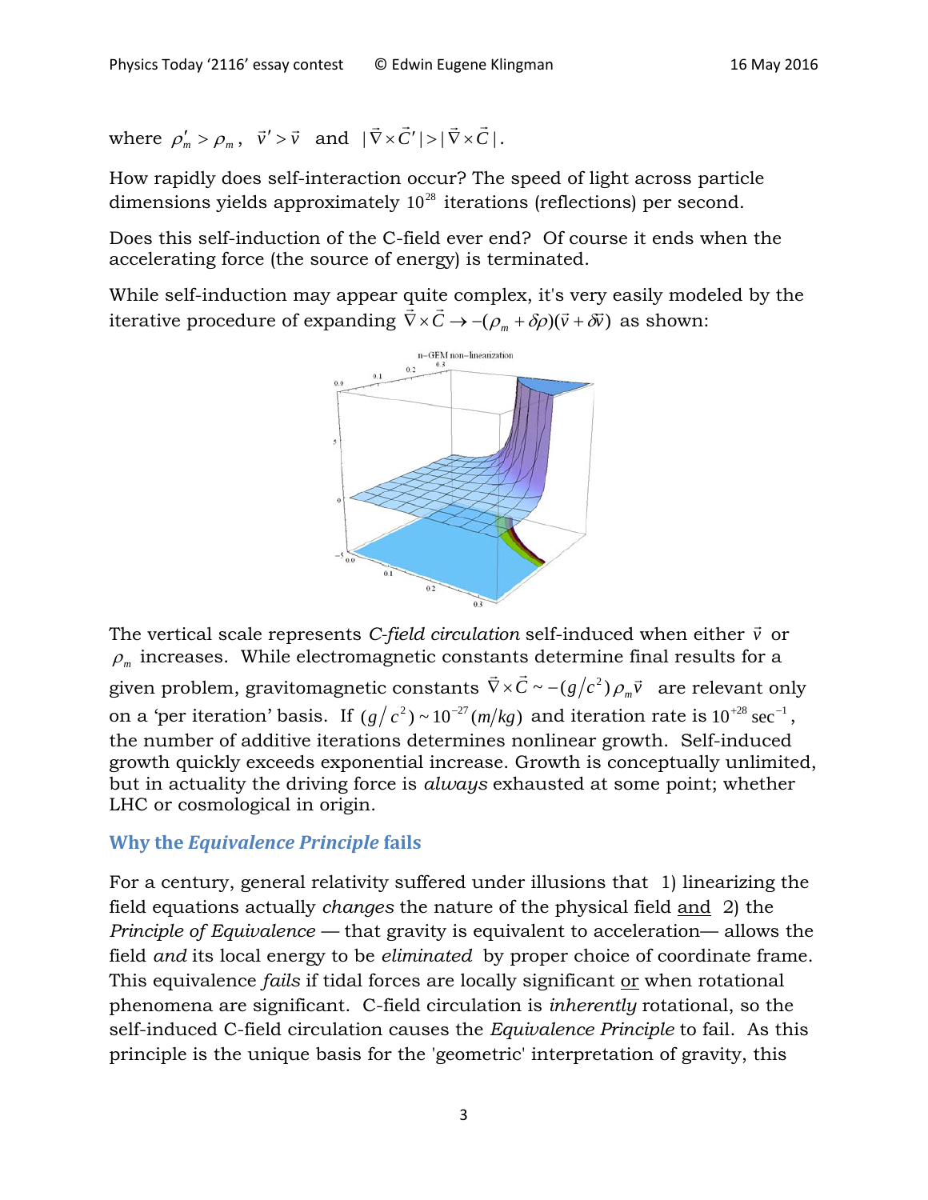where $\rho_m' > \rho_m$, $\vec{v}' > \vec{v}$ and $|\vec{\nabla} \times \vec{C}'| > |\vec{\nabla} \times \vec{C}|$.

How rapidly does self-interaction occur? The speed of light across particle dimensions yields approximately $10^{28}$ iterations (reflections) per second.

Does this self-induction of the C-field ever end? Of course it ends when the accelerating force (the source of energy) is terminated.

While self-induction may appear quite complex, it's very easily modeled by the iterative procedure of expanding $\vec{\nabla} \times \vec{C} \rightarrow -(\rho_m + \delta\rho)(\vec{v} + \delta\vec{v})$ as shown:

The vertical scale represents *C-field circulation* self-induced when either $\vec{v}$ or $\rho_m$ increases. While electromagnetic constants determine final results for a given problem, gravitomagnetic constants $\vec{\nabla} \times \vec{C} \sim -(g/c^2)\rho_m \vec{v}$ are relevant only on a 'per iteration' basis. If $(g/c^2) \sim 10^{-27}(m/kg)$ and iteration rate is $10^{+28}\,\text{sec}^{-1}$, the number of additive iterations determines nonlinear growth. Self-induced growth quickly exceeds exponential increase. Growth is conceptually unlimited, but in actuality the driving force is *always* exhausted at some point; whether LHC or cosmological in origin.

## Why the *Equivalence Principle* fails

For a century, general relativity suffered under illusions that 1) linearizing the field equations actually *changes* the nature of the physical field and 2) the *Principle of Equivalence* — that gravity is equivalent to acceleration— allows the field *and* its local energy to be *eliminated* by proper choice of coordinate frame. This equivalence *fails* if tidal forces are locally significant or when rotational phenomena are significant. C-field circulation is *inherently* rotational, so the self-induced C-field circulation causes the *Equivalence Principle* to fail. As this principle is the unique basis for the 'geometric' interpretation of gravity, this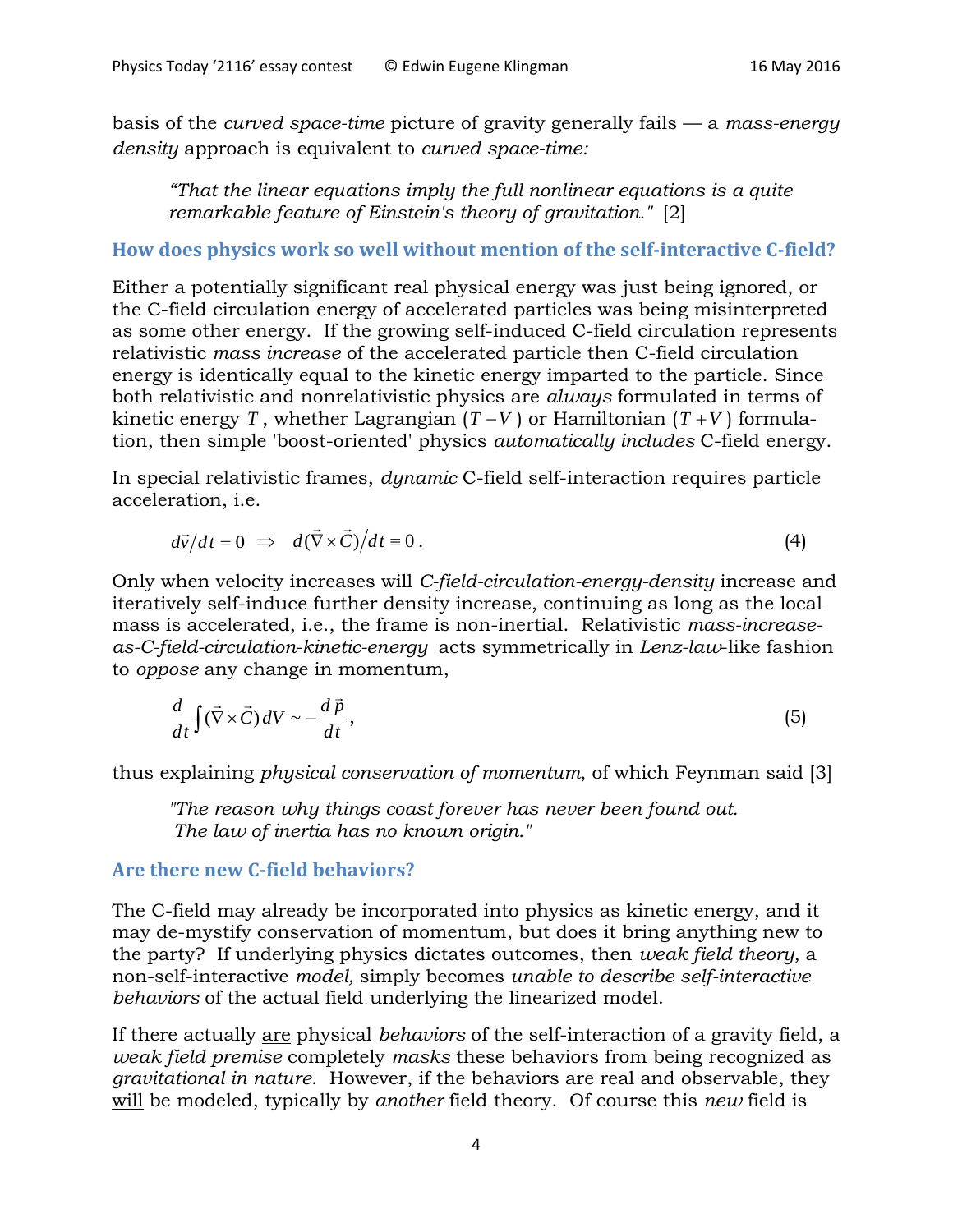basis of the *curved space-time* picture of gravity generally fails — a *mass-energy density* approach is equivalent to *curved space-time:*

> *"That the linear equations imply the full nonlinear equations is a quite remarkable feature of Einstein's theory of gravitation."* [2]

## How does physics work so well without mention of the self-interactive C-field?

Either a potentially significant real physical energy was just being ignored, or the C-field circulation energy of accelerated particles was being misinterpreted as some other energy. If the growing self-induced C-field circulation represents relativistic *mass increase* of the accelerated particle then C-field circulation energy is identically equal to the kinetic energy imparted to the particle. Since both relativistic and nonrelativistic physics are *always* formulated in terms of kinetic energy $T$, whether Lagrangian ($T-V$) or Hamiltonian ($T+V$) formulation, then simple 'boost-oriented' physics *automatically includes* C-field energy.

In special relativistic frames, *dynamic* C-field self-interaction requires particle acceleration, i.e.

$$d\vec{v}/dt = 0 \;\Rightarrow\; d(\vec{\nabla}\times\vec{C})/dt \equiv 0\,. \tag{4}$$

Only when velocity increases will *C-field-circulation-energy-density* increase and iteratively self-induce further density increase, continuing as long as the local mass is accelerated, i.e., the frame is non-inertial. Relativistic *mass-increase-as-C-field-circulation-kinetic-energy* acts symmetrically in *Lenz-law*-like fashion to *oppose* any change in momentum,

$$\frac{d}{dt}\int(\vec{\nabla}\times\vec{C})\,dV \sim -\frac{d\,\vec{p}}{dt}, \tag{5}$$

thus explaining *physical conservation of momentum*, of which Feynman said [3]

> *"The reason why things coast forever has never been found out. The law of inertia has no known origin."*

## Are there new C-field behaviors?

The C-field may already be incorporated into physics as kinetic energy, and it may de-mystify conservation of momentum, but does it bring anything new to the party? If underlying physics dictates outcomes, then *weak field theory,* a non-self-interactive *model,* simply becomes *unable to describe self-interactive behaviors* of the actual field underlying the linearized model.

If there actually are physical *behaviors* of the self-interaction of a gravity field, a *weak field premise* completely *masks* these behaviors from being recognized as *gravitational in nature*. However, if the behaviors are real and observable, they will be modeled, typically by *another* field theory. Of course this *new* field is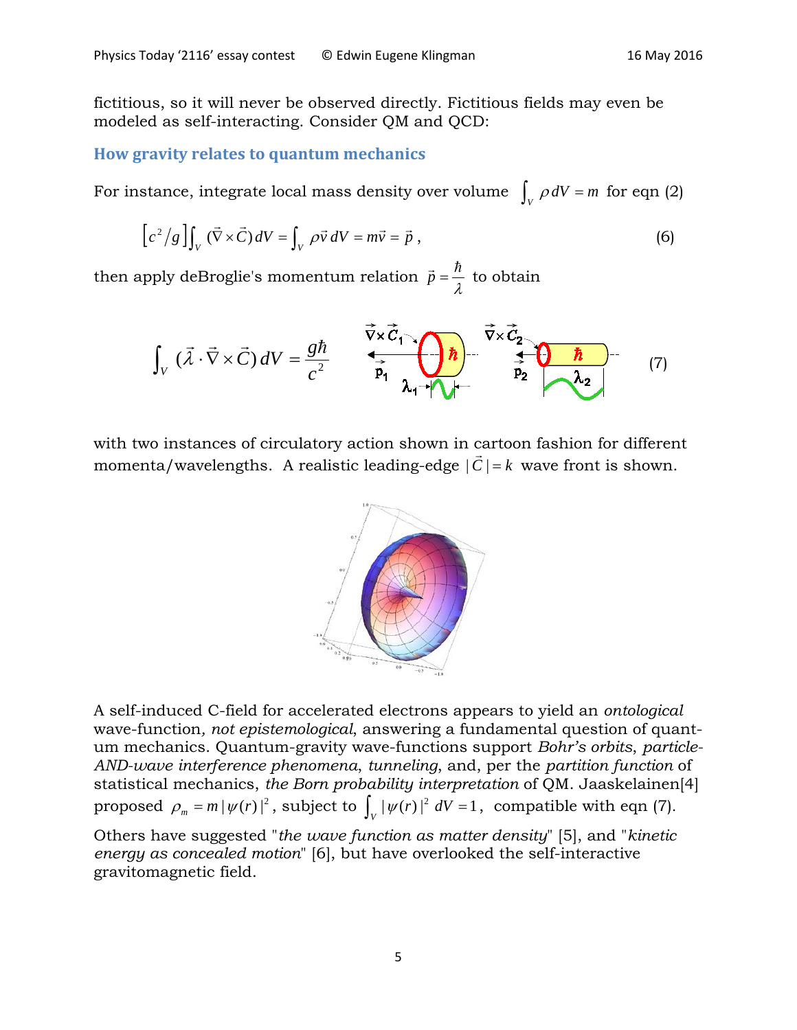fictitious, so it will never be observed directly. Fictitious fields may even be modeled as self-interacting. Consider QM and QCD:

### How gravity relates to quantum mechanics

For instance, integrate local mass density over volume $\int_V \rho \, dV = m$ for eqn (2)

$$\left[c^2/g\right]\int_V (\vec{\nabla}\times\vec{C})\,dV = \int_V \rho\vec{v}\,dV = m\vec{v} = \vec{p}\,, \tag{6}$$

then apply deBroglie's momentum relation $\vec{p} = \dfrac{\hbar}{\lambda}$ to obtain

$$\int_V (\vec{\lambda}\cdot\vec{\nabla}\times\vec{C})\,dV = \frac{g\hbar}{c^2} \tag{7}$$

with two instances of circulatory action shown in cartoon fashion for different momenta/wavelengths. A realistic leading-edge $|\vec{C}| = k$ wave front is shown.

A self-induced C-field for accelerated electrons appears to yield an *ontological* wave-function, *not epistemological*, answering a fundamental question of quantum mechanics. Quantum-gravity wave-functions support *Bohr's orbits*, *particle-AND-wave interference phenomena*, *tunneling*, and, per the *partition function* of statistical mechanics, *the Born probability interpretation* of QM. Jaaskelainen[4] proposed $\rho_m = m\,|\psi(r)|^2$, subject to $\int_V |\psi(r)|^2 \, dV = 1$, compatible with eqn (7).

Others have suggested "*the wave function as matter density*" [5], and "*kinetic energy as concealed motion*" [6], but have overlooked the self-interactive gravitomagnetic field.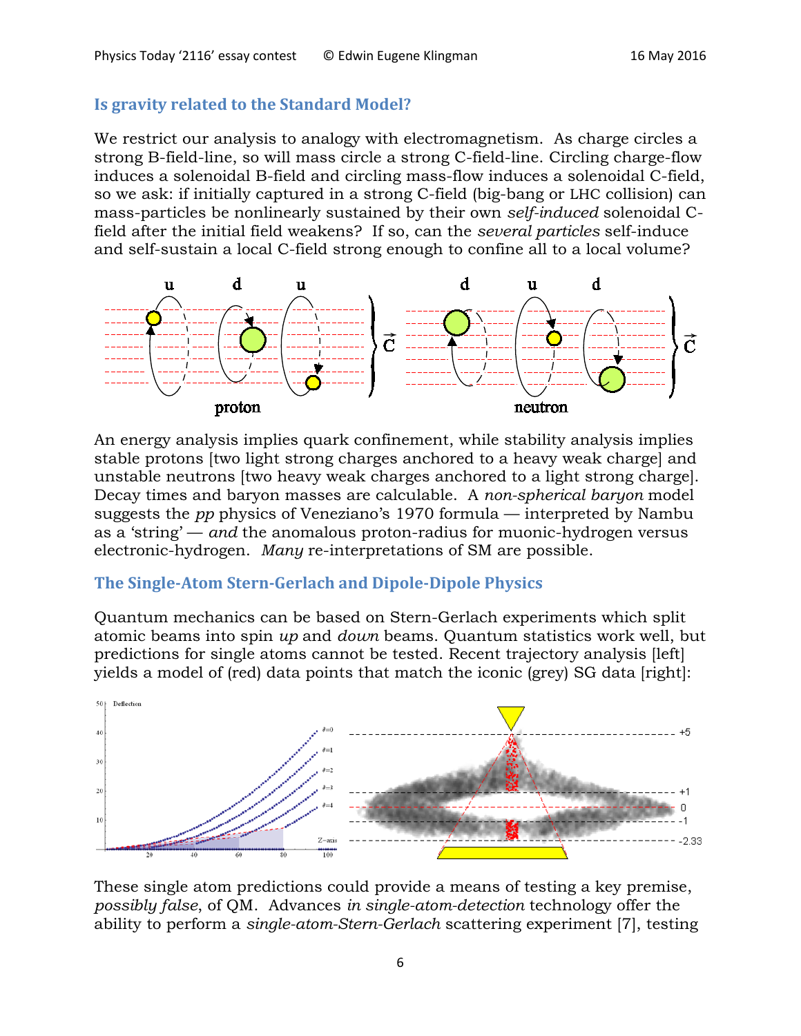## Is gravity related to the Standard Model?

We restrict our analysis to analogy with electromagnetism. As charge circles a strong B-field-line, so will mass circle a strong C-field-line. Circling charge-flow induces a solenoidal B-field and circling mass-flow induces a solenoidal C-field, so we ask: if initially captured in a strong C-field (big-bang or LHC collision) can mass-particles be nonlinearly sustained by their own *self-induced* solenoidal C-field after the initial field weakens? If so, can the *several particles* self-induce and self-sustain a local C-field strong enough to confine all to a local volume?

An energy analysis implies quark confinement, while stability analysis implies stable protons [two light strong charges anchored to a heavy weak charge] and unstable neutrons [two heavy weak charges anchored to a light strong charge]. Decay times and baryon masses are calculable. A *non-spherical baryon* model suggests the *pp* physics of Veneziano's 1970 formula — interpreted by Nambu as a 'string' — *and* the anomalous proton-radius for muonic-hydrogen versus electronic-hydrogen. *Many* re-interpretations of SM are possible.

## The Single-Atom Stern-Gerlach and Dipole-Dipole Physics

Quantum mechanics can be based on Stern-Gerlach experiments which split atomic beams into spin *up* and *down* beams. Quantum statistics work well, but predictions for single atoms cannot be tested. Recent trajectory analysis [left] yields a model of (red) data points that match the iconic (grey) SG data [right]:

These single atom predictions could provide a means of testing a key premise, *possibly false*, of QM. Advances *in single-atom-detection* technology offer the ability to perform a *single-atom-Stern-Gerlach* scattering experiment [7], testing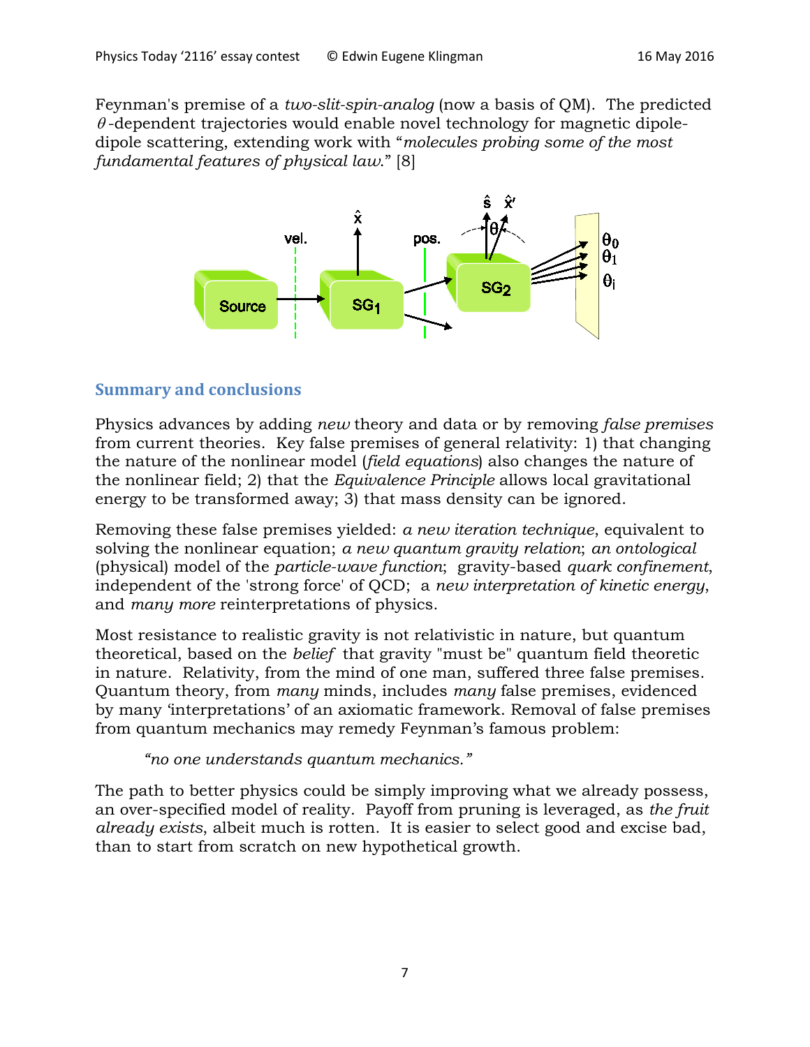Feynman's premise of a *two-slit-spin-analog* (now a basis of QM). The predicted $\theta$-dependent trajectories would enable novel technology for magnetic dipole-dipole scattering, extending work with "*molecules probing some of the most fundamental features of physical law.*" [8]

## Summary and conclusions

Physics advances by adding *new* theory and data or by removing *false premises* from current theories. Key false premises of general relativity: 1) that changing the nature of the nonlinear model (*field equations*) also changes the nature of the nonlinear field; 2) that the *Equivalence Principle* allows local gravitational energy to be transformed away; 3) that mass density can be ignored.

Removing these false premises yielded: *a new iteration technique*, equivalent to solving the nonlinear equation; *a new quantum gravity relation*; *an ontological* (physical) model of the *particle-wave function*; gravity-based *quark confinement*, independent of the 'strong force' of QCD; a *new interpretation of kinetic energy*, and *many more* reinterpretations of physics.

Most resistance to realistic gravity is not relativistic in nature, but quantum theoretical, based on the *belief* that gravity "must be" quantum field theoretic in nature. Relativity, from the mind of one man, suffered three false premises. Quantum theory, from *many* minds, includes *many* false premises, evidenced by many 'interpretations' of an axiomatic framework. Removal of false premises from quantum mechanics may remedy Feynman's famous problem:

> *"no one understands quantum mechanics."*

The path to better physics could be simply improving what we already possess, an over-specified model of reality. Payoff from pruning is leveraged, as *the fruit already exists*, albeit much is rotten. It is easier to select good and excise bad, than to start from scratch on new hypothetical growth.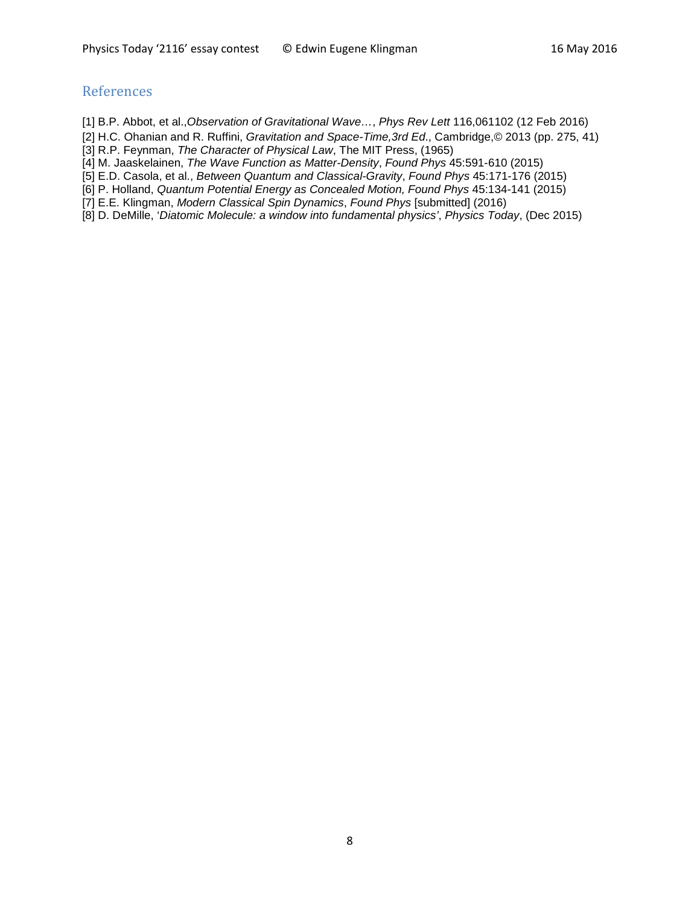## References

[1] B.P. Abbot, et al.,*Observation of Gravitational Wave…*, *Phys Rev Lett* 116,061102 (12 Feb 2016)
[2] H.C. Ohanian and R. Ruffini, *Gravitation and Space-Time,3rd Ed*., Cambridge,© 2013 (pp. 275, 41)
[3] R.P. Feynman, *The Character of Physical Law*, The MIT Press, (1965)
[4] M. Jaaskelainen, *The Wave Function as Matter-Density*, *Found Phys* 45:591-610 (2015)
[5] E.D. Casola, et al., *Between Quantum and Classical-Gravity*, *Found Phys* 45:171-176 (2015)
[6] P. Holland, *Quantum Potential Energy as Concealed Motion, Found Phys* 45:134-141 (2015)
[7] E.E. Klingman, *Modern Classical Spin Dynamics*, *Found Phys* [submitted] (2016)
[8] D. DeMille, '*Diatomic Molecule: a window into fundamental physics'*, *Physics Today*, (Dec 2015)